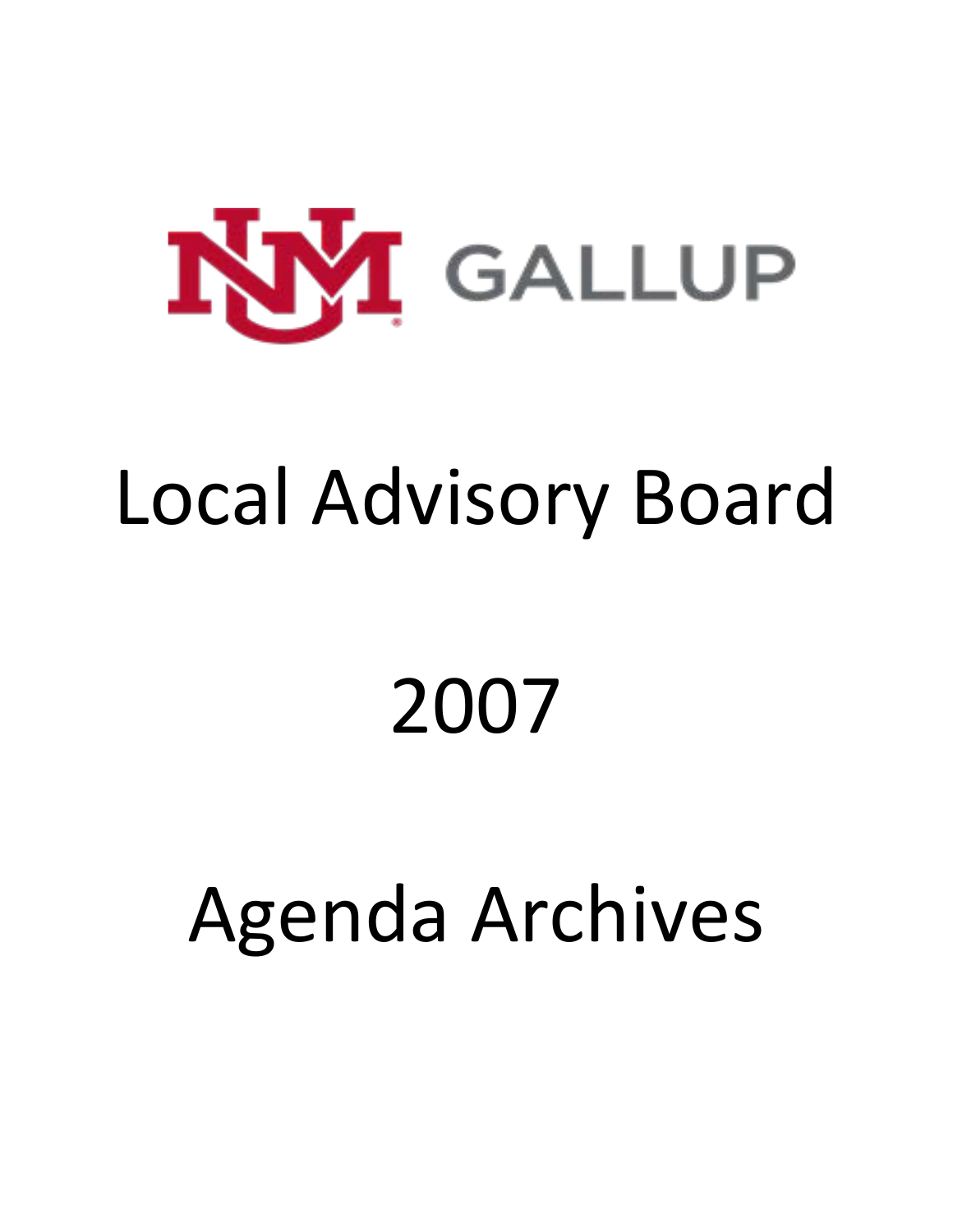UNM GALLUP

# Local Advisory Board

# 2007

# Agenda Archives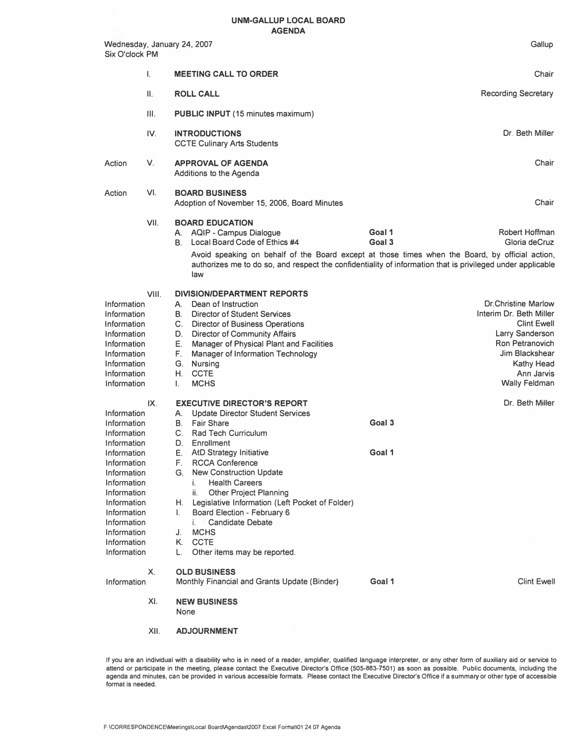# UNM-GALLUP LOCAL BOARD
## AGENDA

Wednesday, January 24, 2007 — Gallup
Six O'clock PM

| | | Item | Goal | Presenter |
|---|---|---|---|---|
| | I. | **MEETING CALL TO ORDER** | | Chair |
| | II. | **ROLL CALL** | | Recording Secretary |
| | III. | **PUBLIC INPUT** (15 minutes maximum) | | |
| | IV. | **INTRODUCTIONS** | | Dr. Beth Miller |
| | | CCTE Culinary Arts Students | | |
| Action | V. | **APPROVAL OF AGENDA** | | Chair |
| | | Additions to the Agenda | | |
| Action | VI. | **BOARD BUSINESS** | | |
| | | Adoption of November 15, 2006, Board Minutes | | Chair |
| | VII. | **BOARD EDUCATION** | | |
| | | A. AQIP - Campus Dialogue | Goal 1 | Robert Hoffman |
| | | B. Local Board Code of Ethics #4 | Goal 3 | Gloria deCruz |
| | | Avoid speaking on behalf of the Board except at those times when the Board, by official action, authorizes me to do so, and respect the confidentiality of information that is privileged under applicable law | | |
| | VIII. | **DIVISION/DEPARTMENT REPORTS** | | |
| Information | | A. Dean of Instruction | | Dr.Christine Marlow |
| Information | | B. Director of Student Services | | Interim Dr. Beth Miller |
| Information | | C. Director of Business Operations | | Clint Ewell |
| Information | | D. Director of Community Affairs | | Larry Sanderson |
| Information | | E. Manager of Physical Plant and Facilities | | Ron Petranovich |
| Information | | F. Manager of Information Technology | | Jim Blackshear |
| Information | | G. Nursing | | Kathy Head |
| Information | | H. CCTE | | Ann Jarvis |
| Information | | I. MCHS | | Wally Feldman |
| | IX. | **EXECUTIVE DIRECTOR'S REPORT** | | Dr. Beth Miller |
| Information | | A. Update Director Student Services | | |
| Information | | B. Fair Share | Goal 3 | |
| Information | | C. Rad Tech Curriculum | | |
| Information | | D. Enrollment | | |
| Information | | E. AtD Strategy Initiative | Goal 1 | |
| Information | | F. RCCA Conference | | |
| Information | | G. New Construction Update | | |
| Information | | i. Health Careers | | |
| Information | | ii. Other Project Planning | | |
| Information | | H. Legislative Information (Left Pocket of Folder) | | |
| Information | | I. Board Election - February 6 | | |
| Information | | i. Candidate Debate | | |
| Information | | J. MCHS | | |
| Information | | K. CCTE | | |
| Information | | L. Other items may be reported. | | |
| | X. | **OLD BUSINESS** | | |
| Information | | Monthly Financial and Grants Update (Binder) | Goal 1 | Clint Ewell |
| | XI. | **NEW BUSINESS** | | |
| | | None | | |
| | XII. | **ADJOURNMENT** | | |

If you are an individual with a disability who is in need of a reader, amplifier, qualified language interpreter, or any other form of auxiliary aid or service to attend or participate in the meeting, please contact the Executive Director's Office (505-863-7501) as soon as possible. Public documents, including the agenda and minutes, can be provided in various accessible formats. Please contact the Executive Director's Office if a summary or other type of accessible format is needed.

F:\CORRESPONDENCE\Meetings\Local Board\Agendas\2007 Excel Format\01 24 07 Agenda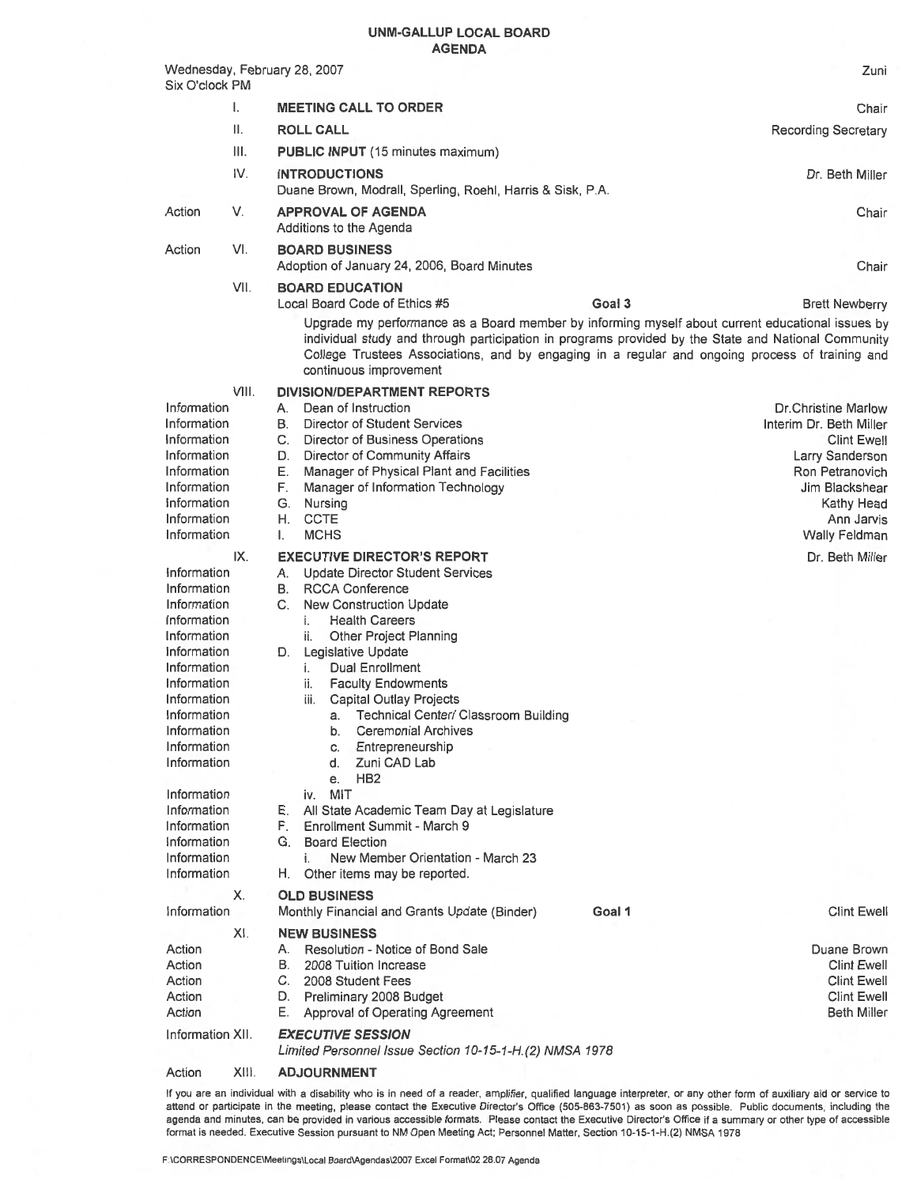# UNM-GALLUP LOCAL BOARD
## AGENDA

Wednesday, February 28, 2007 — Zuni
Six O'clock PM

| Type | No. | Item | Goal | Presenter |
|---|---|---|---|---|
| | I. | **MEETING CALL TO ORDER** | | Chair |
| | II. | **ROLL CALL** | | Recording Secretary |
| | III. | **PUBLIC INPUT** (15 minutes maximum) | | |
| | IV. | **INTRODUCTIONS** | | Dr. Beth Miller |
| | | Duane Brown, Modrall, Sperling, Roehl, Harris & Sisk, P.A. | | |
| Action | V. | **APPROVAL OF AGENDA** | | Chair |
| | | Additions to the Agenda | | |
| Action | VI. | **BOARD BUSINESS** | | |
| | | Adoption of January 24, 2006, Board Minutes | | Chair |
| | VII. | **BOARD EDUCATION** | | |
| | | Local Board Code of Ethics #5 | Goal 3 | Brett Newberry |
| | | Upgrade my performance as a Board member by informing myself about current educational issues by individual study and through participation in programs provided by the State and National Community College Trustees Associations, and by engaging in a regular and ongoing process of training and continuous improvement | | |
| | VIII. | **DIVISION/DEPARTMENT REPORTS** | | |
| Information | | A. Dean of Instruction | | Dr.Christine Marlow |
| Information | | B. Director of Student Services | | Interim Dr. Beth Miller |
| Information | | C. Director of Business Operations | | Clint Ewell |
| Information | | D. Director of Community Affairs | | Larry Sanderson |
| Information | | E. Manager of Physical Plant and Facilities | | Ron Petranovich |
| Information | | F. Manager of Information Technology | | Jim Blackshear |
| Information | | G. Nursing | | Kathy Head |
| Information | | H. CCTE | | Ann Jarvis |
| Information | | I. MCHS | | Wally Feldman |
| | IX. | **EXECUTIVE DIRECTOR'S REPORT** | | Dr. Beth Miller |
| Information | | A. Update Director Student Services | | |
| Information | | B. RCCA Conference | | |
| Information | | C. New Construction Update | | |
| Information | | i. Health Careers | | |
| Information | | ii. Other Project Planning | | |
| Information | | D. Legislative Update | | |
| Information | | i. Dual Enrollment | | |
| Information | | ii. Faculty Endowments | | |
| Information | | iii. Capital Outlay Projects | | |
| Information | | a. Technical Center/ Classroom Building | | |
| Information | | b. Ceremonial Archives | | |
| Information | | c. Entrepreneurship | | |
| Information | | d. Zuni CAD Lab | | |
| | | e. HB2 | | |
| Information | | iv. MIT | | |
| Information | | E. All State Academic Team Day at Legislature | | |
| Information | | F. Enrollment Summit - March 9 | | |
| Information | | G. Board Election | | |
| Information | | i. New Member Orientation - March 23 | | |
| Information | | H. Other items may be reported. | | |
| | X. | **OLD BUSINESS** | | |
| Information | | Monthly Financial and Grants Update (Binder) | Goal 1 | Clint Ewell |
| | XI. | **NEW BUSINESS** | | |
| Action | | A. Resolution - Notice of Bond Sale | | Duane Brown |
| Action | | B. 2008 Tuition Increase | | Clint Ewell |
| Action | | C. 2008 Student Fees | | Clint Ewell |
| Action | | D. Preliminary 2008 Budget | | Clint Ewell |
| Action | | E. Approval of Operating Agreement | | Beth Miller |
| Information | XII. | ***EXECUTIVE SESSION*** | | |
| | | *Limited Personnel Issue Section 10-15-1-H.(2) NMSA 1978* | | |
| Action | XIII. | **ADJOURNMENT** | | |

If you are an individual with a disability who is in need of a reader, amplifier, qualified language interpreter, or any other form of auxiliary aid or service to attend or participate in the meeting, please contact the Executive Director's Office (505-863-7501) as soon as possible. Public documents, including the agenda and minutes, can be provided in various accessible formats. Please contact the Executive Director's Office if a summary or other type of accessible format is needed. Executive Session pursuant to NM Open Meeting Act; Personnel Matter, Section 10-15-1-H.(2) NMSA 1978

F:\CORRESPONDENCE\Meetings\Local Board\Agendas\2007 Excel Format\02 28.07 Agenda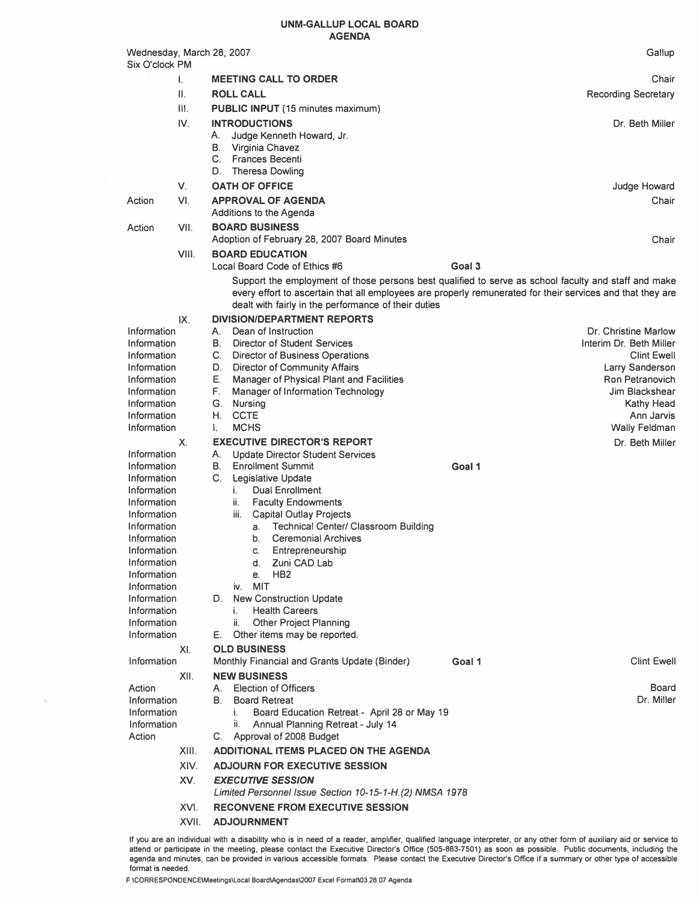# UNM-GALLUP LOCAL BOARD
## AGENDA

Wednesday, March 28, 2007 — Gallup
Six O'clock PM

| Type | No. | Item | Goal | Presenter |
|---|---|---|---|---|
| | I. | **MEETING CALL TO ORDER** | | Chair |
| | II. | **ROLL CALL** | | Recording Secretary |
| | III. | **PUBLIC INPUT** (15 minutes maximum) | | |
| | IV. | **INTRODUCTIONS** | | Dr. Beth Miller |
| | | A. Judge Kenneth Howard, Jr. | | |
| | | B. Virginia Chavez | | |
| | | C. Frances Becenti | | |
| | | D. Theresa Dowling | | |
| | V. | **OATH OF OFFICE** | | Judge Howard |
| Action | VI. | **APPROVAL OF AGENDA** | | Chair |
| | | Additions to the Agenda | | |
| Action | VII. | **BOARD BUSINESS** | | |
| | | Adoption of February 28, 2007 Board Minutes | | Chair |
| | VIII. | **BOARD EDUCATION** | | |
| | | Local Board Code of Ethics #6 | Goal 3 | |
| | | Support the employment of those persons best qualified to serve as school faculty and staff and make every effort to ascertain that all employees are properly remunerated for their services and that they are dealt with fairly in the performance of their duties | | |
| | IX. | **DIVISION/DEPARTMENT REPORTS** | | |
| Information | | A. Dean of Instruction | | Dr. Christine Marlow |
| Information | | B. Director of Student Services | | Interim Dr. Beth Miller |
| Information | | C. Director of Business Operations | | Clint Ewell |
| Information | | D. Director of Community Affairs | | Larry Sanderson |
| Information | | E. Manager of Physical Plant and Facilities | | Ron Petranovich |
| Information | | F. Manager of Information Technology | | Jim Blackshear |
| Information | | G. Nursing | | Kathy Head |
| Information | | H. CCTE | | Ann Jarvis |
| Information | | I. MCHS | | Wally Feldman |
| | X. | **EXECUTIVE DIRECTOR'S REPORT** | | Dr. Beth Miller |
| Information | | A. Update Director Student Services | | |
| Information | | B. Enrollment Summit | Goal 1 | |
| Information | | C. Legislative Update | | |
| Information | | i. Dual Enrollment | | |
| Information | | ii. Faculty Endowments | | |
| Information | | iii. Capital Outlay Projects | | |
| Information | | a. Technical Center/ Classroom Building | | |
| Information | | b. Ceremonial Archives | | |
| Information | | c. Entrepreneurship | | |
| Information | | d. Zuni CAD Lab | | |
| Information | | e. HB2 | | |
| Information | | iv. MIT | | |
| Information | | D. New Construction Update | | |
| Information | | i. Health Careers | | |
| Information | | ii. Other Project Planning | | |
| Information | | E. Other items may be reported. | | |
| | XI. | **OLD BUSINESS** | | |
| Information | | Monthly Financial and Grants Update (Binder) | Goal 1 | Clint Ewell |
| | XII. | **NEW BUSINESS** | | |
| Action | | A. Election of Officers | | Board |
| Information | | B. Board Retreat | | Dr. Miller |
| Information | | i. Board Education Retreat - April 28 or May 19 | | |
| Information | | ii. Annual Planning Retreat - July 14 | | |
| Action | | C. Approval of 2008 Budget | | |
| | XIII. | **ADDITIONAL ITEMS PLACED ON THE AGENDA** | | |
| | XIV. | **ADJOURN FOR EXECUTIVE SESSION** | | |
| | XV. | ***EXECUTIVE SESSION*** | | |
| | | *Limited Personnel Issue Section 10-15-1-H.(2) NMSA 1978* | | |
| | XVI. | **RECONVENE FROM EXECUTIVE SESSION** | | |
| | XVII. | **ADJOURNMENT** | | |

If you are an individual with a disability who is in need of a reader, amplifier, qualified language interpreter, or any other form of auxiliary aid or service to attend or participate in the meeting, please contact the Executive Director's Office (505-863-7501) as soon as possible. Public documents, including the agenda and minutes, can be provided in various accessible formats. Please contact the Executive Director's Office if a summary or other type of accessible format is needed.

F:\CORRESPONDENCE\Meetings\Local Board\Agendas\2007 Excel Format\03 28 07 Agenda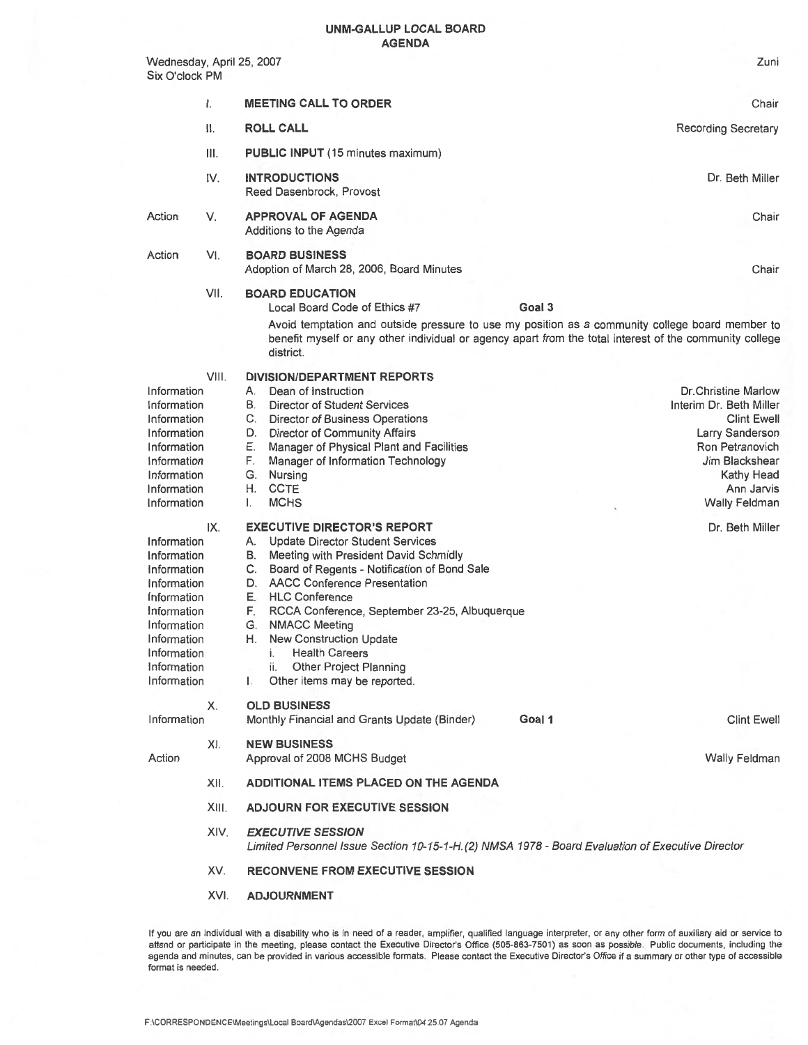# UNM-GALLUP LOCAL BOARD
## AGENDA

Wednesday, April 25, 2007 — Zuni
Six O'clock PM

| | | | |
|---|---|---|---|
| | I. | **MEETING CALL TO ORDER** | Chair |
| | II. | **ROLL CALL** | Recording Secretary |
| | III. | **PUBLIC INPUT** (15 minutes maximum) | |
| | IV. | **INTRODUCTIONS**<br>Reed Dasenbrock, Provost | Dr. Beth Miller |
| Action | V. | **APPROVAL OF AGENDA**<br>Additions to the Agenda | Chair |
| Action | VI. | **BOARD BUSINESS**<br>Adoption of March 28, 2006, Board Minutes | Chair |
| | VII. | **BOARD EDUCATION**<br>Local Board Code of Ethics #7 — **Goal 3**<br>Avoid temptation and outside pressure to use my position as a community college board member to benefit myself or any other individual or agency apart from the total interest of the community college district. | |
| | VIII. | **DIVISION/DEPARTMENT REPORTS** | |
| Information | | A. Dean of Instruction | Dr.Christine Marlow |
| Information | | B. Director of Student Services | Interim Dr. Beth Miller |
| Information | | C. Director of Business Operations | Clint Ewell |
| Information | | D. Director of Community Affairs | Larry Sanderson |
| Information | | E. Manager of Physical Plant and Facilities | Ron Petranovich |
| Information | | F. Manager of Information Technology | Jim Blackshear |
| Information | | G. Nursing | Kathy Head |
| Information | | H. CCTE | Ann Jarvis |
| Information | | I. MCHS | Wally Feldman |
| | IX. | **EXECUTIVE DIRECTOR'S REPORT** | Dr. Beth Miller |
| Information | | A. Update Director Student Services | |
| Information | | B. Meeting with President David Schmidly | |
| Information | | C. Board of Regents - Notification of Bond Sale | |
| Information | | D. AACC Conference Presentation | |
| Information | | E. HLC Conference | |
| Information | | F. RCCA Conference, September 23-25, Albuquerque | |
| Information | | G. NMACC Meeting | |
| Information | | H. New Construction Update | |
| Information | | i. Health Careers | |
| Information | | ii. Other Project Planning | |
| Information | | I. Other items may be reported. | |
| | X. | **OLD BUSINESS** | |
| Information | | Monthly Financial and Grants Update (Binder) — **Goal 1** | Clint Ewell |
| | XI. | **NEW BUSINESS** | |
| Action | | Approval of 2008 MCHS Budget | Wally Feldman |
| | XII. | **ADDITIONAL ITEMS PLACED ON THE AGENDA** | |
| | XIII. | **ADJOURN FOR EXECUTIVE SESSION** | |
| | XIV. | ***EXECUTIVE SESSION***<br>*Limited Personnel Issue Section 10-15-1-H.(2) NMSA 1978 - Board Evaluation of Executive Director* | |
| | XV. | **RECONVENE FROM EXECUTIVE SESSION** | |
| | XVI. | **ADJOURNMENT** | |

If you are an individual with a disability who is in need of a reader, amplifier, qualified language interpreter, or any other form of auxiliary aid or service to attend or participate in the meeting, please contact the Executive Director's Office (505-863-7501) as soon as possible. Public documents, including the agenda and minutes, can be provided in various accessible formats. Please contact the Executive Director's Office if a summary or other type of accessible format is needed.

F:\CORRESPONDENCE\Meetings\Local Board\Agendas\2007 Excel Format\04 25 07 Agenda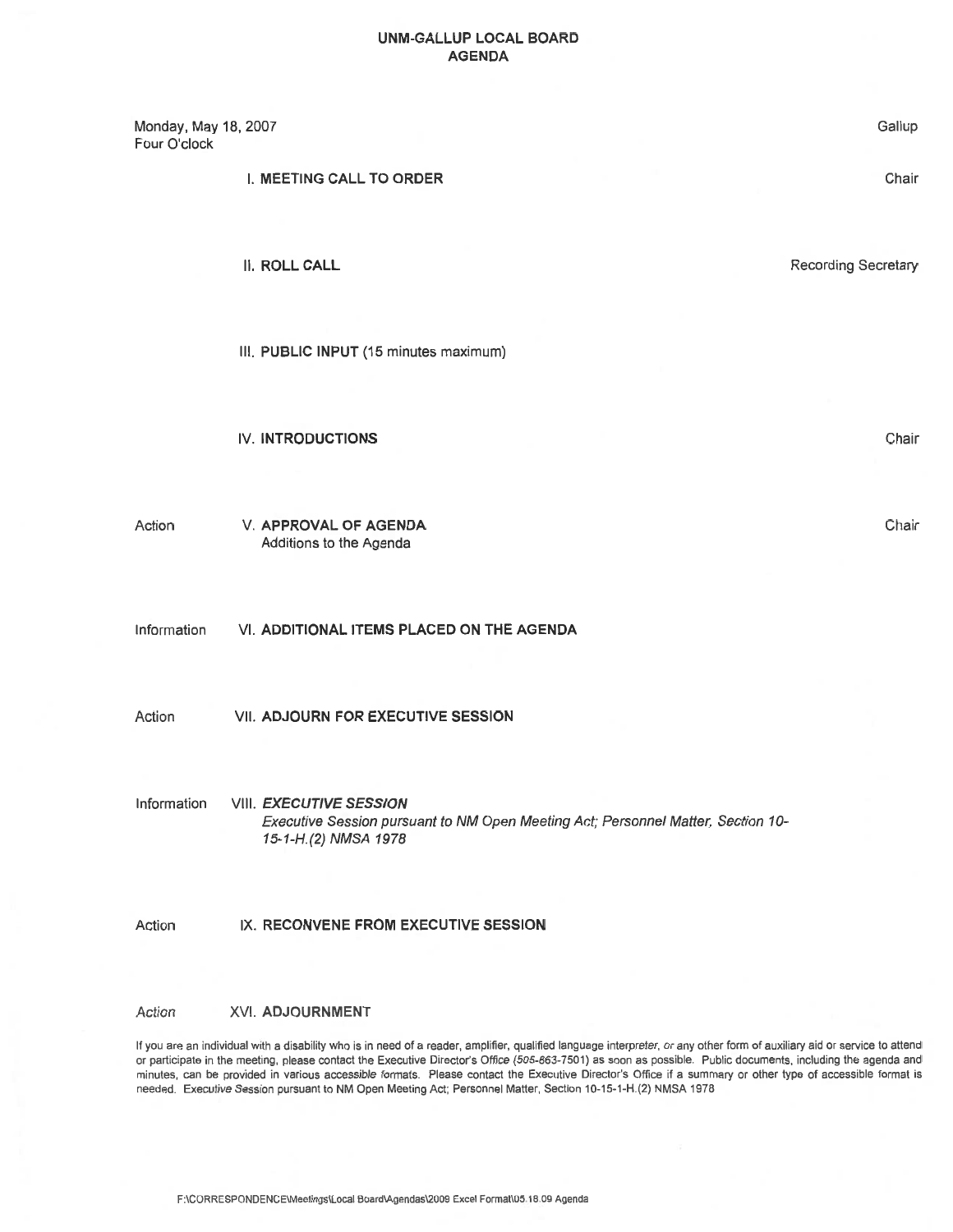# UNM-GALLUP LOCAL BOARD
## AGENDA

Monday, May 18, 2007
Four O'clock

Gallup

| | | |
|---|---|---|
| | I. **MEETING CALL TO ORDER** | Chair |
| | II. **ROLL CALL** | Recording Secretary |
| | III. **PUBLIC INPUT** (15 minutes maximum) | |
| | IV. **INTRODUCTIONS** | Chair |
| Action | V. **APPROVAL OF AGENDA**<br>Additions to the Agenda | Chair |
| Information | VI. **ADDITIONAL ITEMS PLACED ON THE AGENDA** | |
| Action | VII. **ADJOURN FOR EXECUTIVE SESSION** | |
| Information | VIII. ***EXECUTIVE SESSION***<br>*Executive Session pursuant to NM Open Meeting Act; Personnel Matter, Section 10-15-1-H.(2) NMSA 1978* | |
| Action | IX. **RECONVENE FROM EXECUTIVE SESSION** | |
| *Action* | XVI. **ADJOURNMENT** | |

If you are an individual with a disability who is in need of a reader, amplifier, qualified language interpreter, or any other form of auxiliary aid or service to attend or participate in the meeting, please contact the Executive Director's Office (505-863-7501) as soon as possible. Public documents, including the agenda and minutes, can be provided in various accessible formats. Please contact the Executive Director's Office if a summary or other type of accessible format is needed. Executive Session pursuant to NM Open Meeting Act; Personnel Matter, Section 10-15-1-H.(2) NMSA 1978

F:\CORRESPONDENCE\Meetings\Local Board\Agendas\2009 Excel Format\05.18.09 Agenda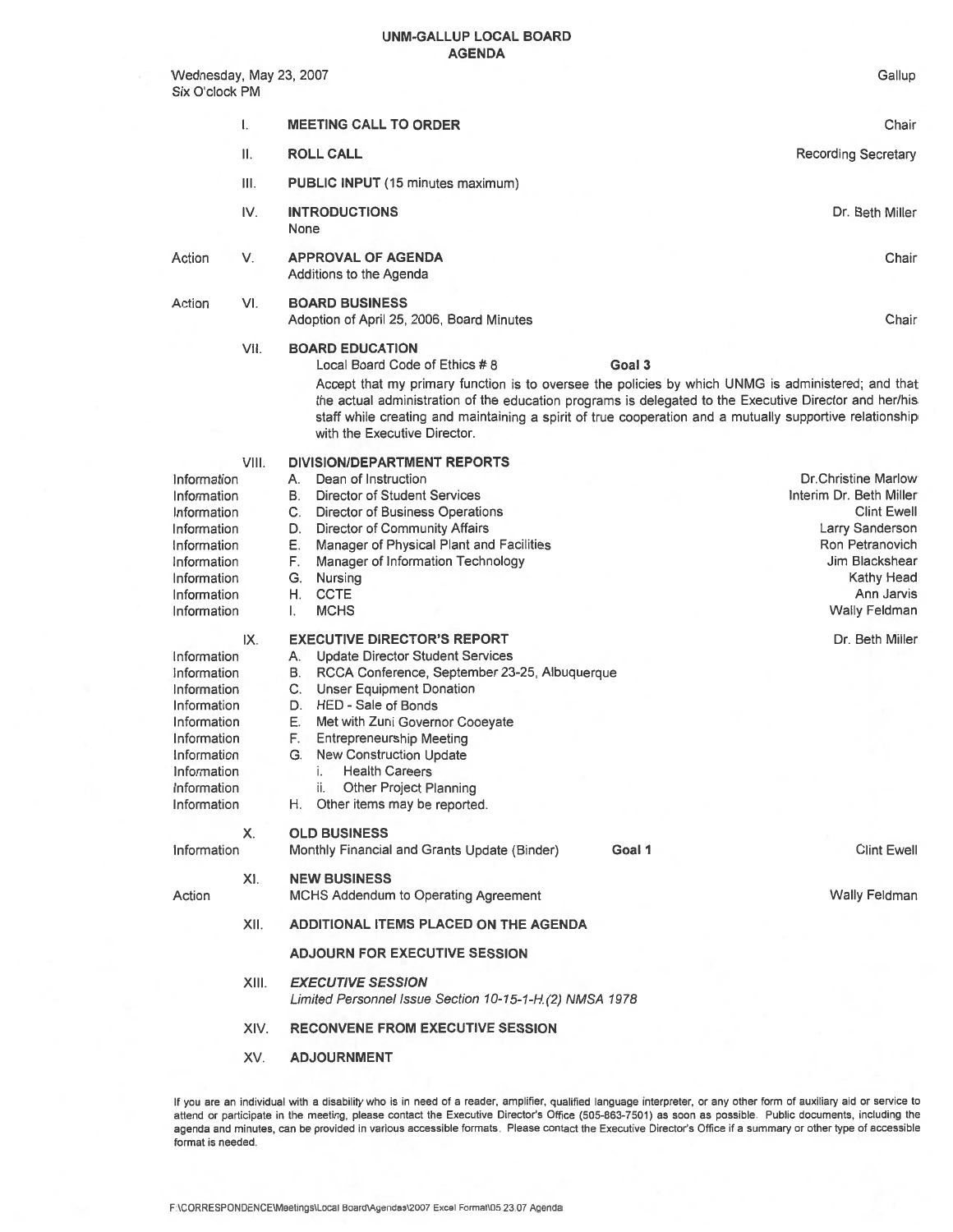# UNM-GALLUP LOCAL BOARD
## AGENDA

Wednesday, May 23, 2007 — Gallup
Six O'clock PM

| | | | |
|---|---|---|---|
| | I. | **MEETING CALL TO ORDER** | Chair |
| | II. | **ROLL CALL** | Recording Secretary |
| | III. | **PUBLIC INPUT** (15 minutes maximum) | |
| | IV. | **INTRODUCTIONS**<br>None | Dr. Beth Miller |
| Action | V. | **APPROVAL OF AGENDA**<br>Additions to the Agenda | Chair |
| Action | VI. | **BOARD BUSINESS**<br>Adoption of April 25, 2006, Board Minutes | Chair |
| | VII. | **BOARD EDUCATION**<br>Local Board Code of Ethics # 8 — **Goal 3**<br>Accept that my primary function is to oversee the policies by which UNMG is administered; and that the actual administration of the education programs is delegated to the Executive Director and her/his staff while creating and maintaining a spirit of true cooperation and a mutually supportive relationship with the Executive Director. | |
| | VIII. | **DIVISION/DEPARTMENT REPORTS** | |
| Information | | A. Dean of Instruction | Dr.Christine Marlow |
| Information | | B. Director of Student Services | Interim Dr. Beth Miller |
| Information | | C. Director of Business Operations | Clint Ewell |
| Information | | D. Director of Community Affairs | Larry Sanderson |
| Information | | E. Manager of Physical Plant and Facilities | Ron Petranovich |
| Information | | F. Manager of Information Technology | Jim Blackshear |
| Information | | G. Nursing | Kathy Head |
| Information | | H. CCTE | Ann Jarvis |
| Information | | I. MCHS | Wally Feldman |
| | IX. | **EXECUTIVE DIRECTOR'S REPORT** | Dr. Beth Miller |
| Information | | A. Update Director Student Services | |
| Information | | B. RCCA Conference, September 23-25, Albuquerque | |
| Information | | C. Unser Equipment Donation | |
| Information | | D. HED - Sale of Bonds | |
| Information | | E. Met with Zuni Governor Cooeyate | |
| Information | | F. Entrepreneurship Meeting | |
| Information | | G. New Construction Update | |
| Information | | i. Health Careers | |
| Information | | ii. Other Project Planning | |
| Information | | H. Other items may be reported. | |
| | X. | **OLD BUSINESS** | |
| Information | | Monthly Financial and Grants Update (Binder) — **Goal 1** | Clint Ewell |
| | XI. | **NEW BUSINESS** | |
| Action | | MCHS Addendum to Operating Agreement | Wally Feldman |
| | XII. | **ADDITIONAL ITEMS PLACED ON THE AGENDA** | |
| | | **ADJOURN FOR EXECUTIVE SESSION** | |
| | XIII. | ***EXECUTIVE SESSION***<br>*Limited Personnel Issue Section 10-15-1-H.(2) NMSA 1978* | |
| | XIV. | **RECONVENE FROM EXECUTIVE SESSION** | |
| | XV. | **ADJOURNMENT** | |

If you are an individual with a disability who is in need of a reader, amplifier, qualified language interpreter, or any other form of auxiliary aid or service to attend or participate in the meeting, please contact the Executive Director's Office (505-863-7501) as soon as possible. Public documents, including the agenda and minutes, can be provided in various accessible formats. Please contact the Executive Director's Office if a summary or other type of accessible format is needed.

F:\CORRESPONDENCE\Meetings\Local Board\Agendas\2007 Excel Format\05 23 07 Agenda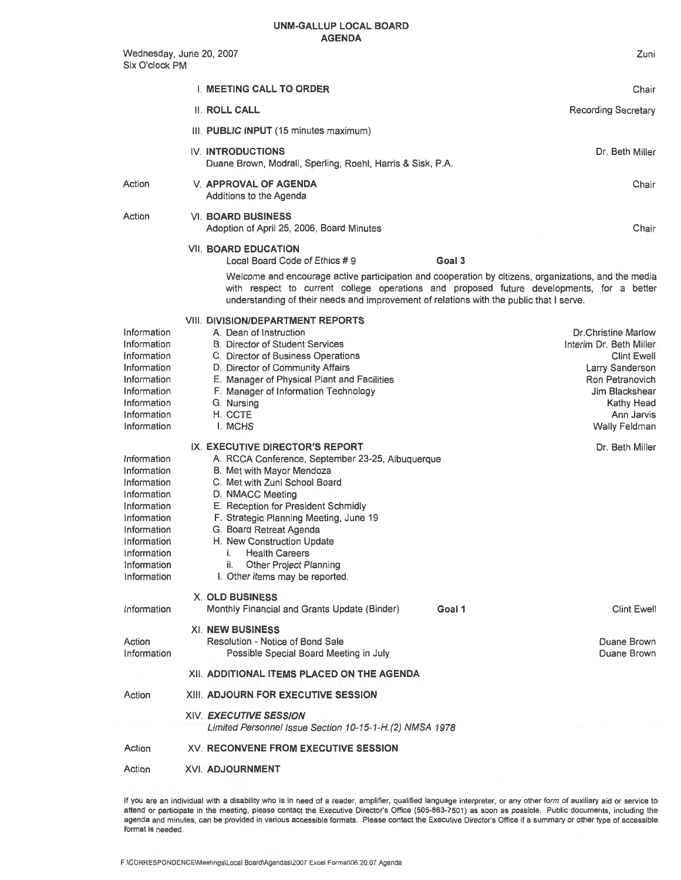# UNM-GALLUP LOCAL BOARD
## AGENDA

Wednesday, June 20, 2007
Six O'clock PM

Zuni

| | | |
|---|---|---|
| | I. **MEETING CALL TO ORDER** | Chair |
| | II. **ROLL CALL** | Recording Secretary |
| | III. **PUBLIC INPUT** (15 minutes maximum) | |
| | IV. **INTRODUCTIONS**<br>Duane Brown, Modrall, Sperling, Roehl, Harris & Sisk, P.A. | Dr. Beth Miller |
| Action | V. **APPROVAL OF AGENDA**<br>Additions to the Agenda | Chair |
| Action | VI. **BOARD BUSINESS**<br>Adoption of April 25, 2006, Board Minutes | Chair |

VII. **BOARD EDUCATION**

Local Board Code of *Ethics* # 9 **Goal 3**

Welcome and encourage active participation and cooperation by citizens, organizations, and the media with respect to current college operations and proposed future developments, for a better understanding of their needs and improvement of relations with the public that I serve.

VIII. **DIVISION/DEPARTMENT REPORTS**

| | | |
|---|---|---|
| Information | A. Dean of Instruction | Dr.Christine Marlow |
| Information | B. Director of Student Services | Interim Dr. Beth Miller |
| Information | C. Director of Business Operations | Clint Ewell |
| Information | D. Director of Community Affairs | Larry Sanderson |
| Information | E. Manager of Physical Plant and Facilities | Ron Petranovich |
| Information | F. Manager of Information Technology | Jim Blackshear |
| Information | G. Nursing | Kathy Head |
| Information | H. CCTE | Ann Jarvis |
| Information | I. MCHS | Wally Feldman |

IX. **EXECUTIVE DIRECTOR'S REPORT** — Dr. Beth Miller

| | |
|---|---|
| Information | A. RCCA Conference, September 23-25, Albuquerque |
| Information | B. Met with Mayor Mendoza |
| Information | C. Met with Zuni School Board |
| Information | D. NMACC Meeting |
| Information | E. Reception for President Schmidly |
| Information | F. Strategic Planning Meeting, June 19 |
| Information | G. Board Retreat Agenda |
| Information | H. New Construction Update |
| Information | i. Health Careers |
| Information | ii. Other Project Planning |
| Information | I. Other items may be reported. |

X. **OLD BUSINESS**

| | | |
|---|---|---|
| Information | Monthly Financial and Grants Update (Binder) **Goal 1** | Clint Ewell |

XI. **NEW BUSINESS**

| | | |
|---|---|---|
| Action | Resolution - Notice of Bond Sale | Duane Brown |
| Information | Possible Special Board Meeting in July | Duane Brown |

XII. **ADDITIONAL ITEMS PLACED ON THE AGENDA**

Action — XIII. **ADJOURN FOR EXECUTIVE SESSION**

XIV. ***EXECUTIVE SESSION***
*Limited Personnel Issue Section 10-15-1-H.(2) NMSA 1978*

Action — XV. **RECONVENE FROM EXECUTIVE SESSION**

Action — XVI. **ADJOURNMENT**

If you are an individual with a disability who is in need of a reader, amplifier, qualified language interpreter, or any other form of auxiliary aid or service to attend or participate in the meeting, please contact the Executive Director's Office (505-863-7501) as soon as possible. Public documents, including the agenda and minutes, can be provided in various accessible formats. Please contact the Executive Director's Office if a summary or other type of accessible format is needed.

F:\CORRESPONDENCE\Meetings\Local Board\Agendas\2007 Excel Format\06 20 07 Agenda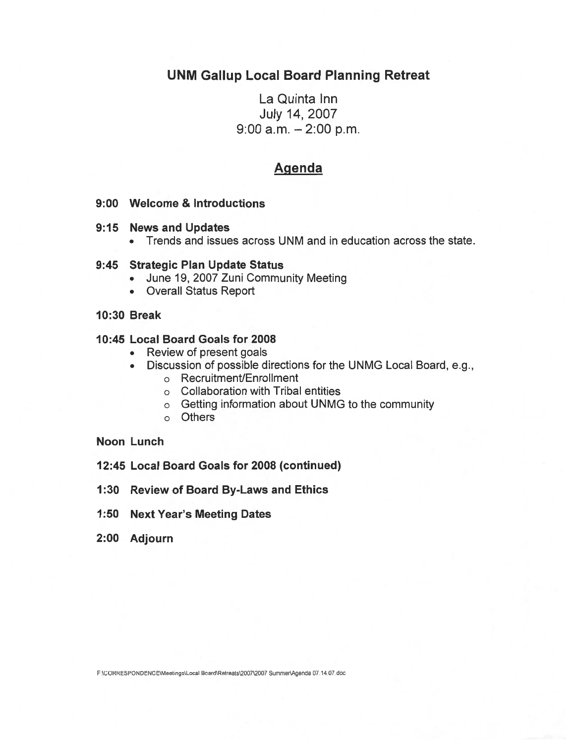# UNM Gallup Local Board Planning Retreat

La Quinta Inn
July 14, 2007
9:00 a.m. – 2:00 p.m.

## Agenda

**9:00 Welcome & Introductions**

**9:15 News and Updates**

- Trends and issues across UNM and in education across the state.

**9:45 Strategic Plan Update Status**

- June 19, 2007 Zuni Community Meeting
- Overall Status Report

**10:30 Break**

**10:45 Local Board Goals for 2008**

- Review of present goals
- Discussion of possible directions for the UNMG Local Board, e.g.,
  - Recruitment/Enrollment
  - Collaboration with Tribal entities
  - Getting information about UNMG to the community
  - Others

**Noon Lunch**

**12:45 Local Board Goals for 2008 (continued)**

**1:30 Review of Board By-Laws and Ethics**

**1:50 Next Year's Meeting Dates**

**2:00 Adjourn**

F:\CORRESPONDENCE\Meetings\Local Board\Retreats\2007\2007 Summer\Agenda 07.14.07.doc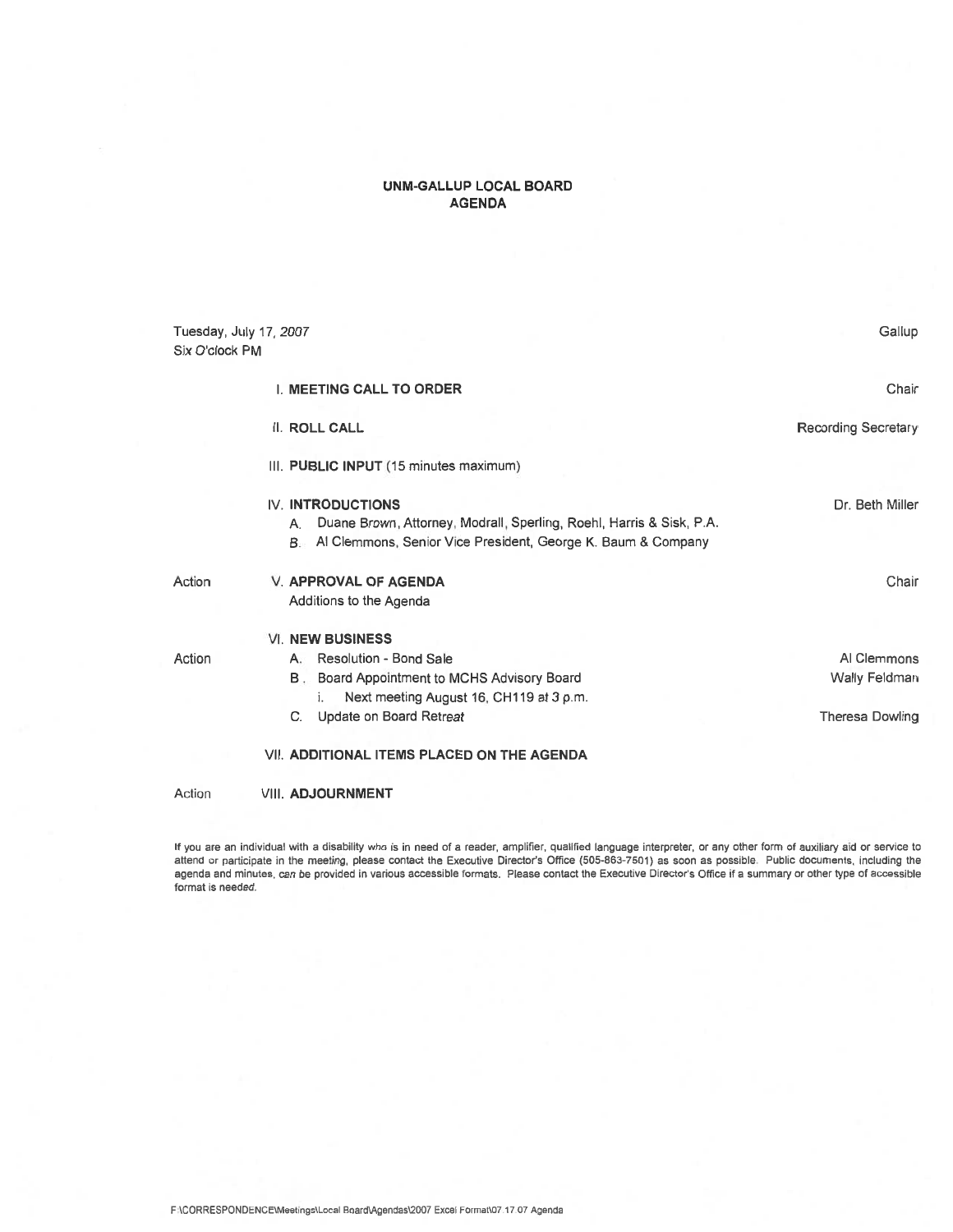# UNM-GALLUP LOCAL BOARD
## AGENDA

Tuesday, July 17, 2007 — Gallup

Six O'clock PM

| | | |
|---|---|---|
| | **I. MEETING CALL TO ORDER** | Chair |
| | **II. ROLL CALL** | Recording Secretary |
| | **III. PUBLIC INPUT** (15 minutes maximum) | |
| | **IV. INTRODUCTIONS** | Dr. Beth Miller |
| | A. Duane Brown, Attorney, Modrall, Sperling, Roehl, Harris & Sisk, P.A. | |
| | B. Al Clemmons, Senior Vice President, George K. Baum & Company | |
| Action | **V. APPROVAL OF AGENDA** | Chair |
| | Additions to the Agenda | |
| | **VI. NEW BUSINESS** | |
| Action | A. Resolution - Bond Sale | Al Clemmons |
| | B. Board Appointment to MCHS Advisory Board | Wally Feldman |
| | i. Next meeting August 16, CH119 at 3 p.m. | |
| | C. Update on Board Retreat | Theresa Dowling |
| | **VII. ADDITIONAL ITEMS PLACED ON THE AGENDA** | |
| Action | **VIII. ADJOURNMENT** | |

If you are an individual with a disability who is in need of a reader, amplifier, qualified language interpreter, or any other form of auxiliary aid or service to attend or participate in the meeting, please contact the Executive Director's Office (505-863-7501) as soon as possible. Public documents, including the agenda and minutes, can be provided in various accessible formats. Please contact the Executive Director's Office if a summary or other type of accessible format is needed.

F:\CORRESPONDENCE\Meetings\Local Board\Agendas\2007 Excel Format\07.17.07 Agenda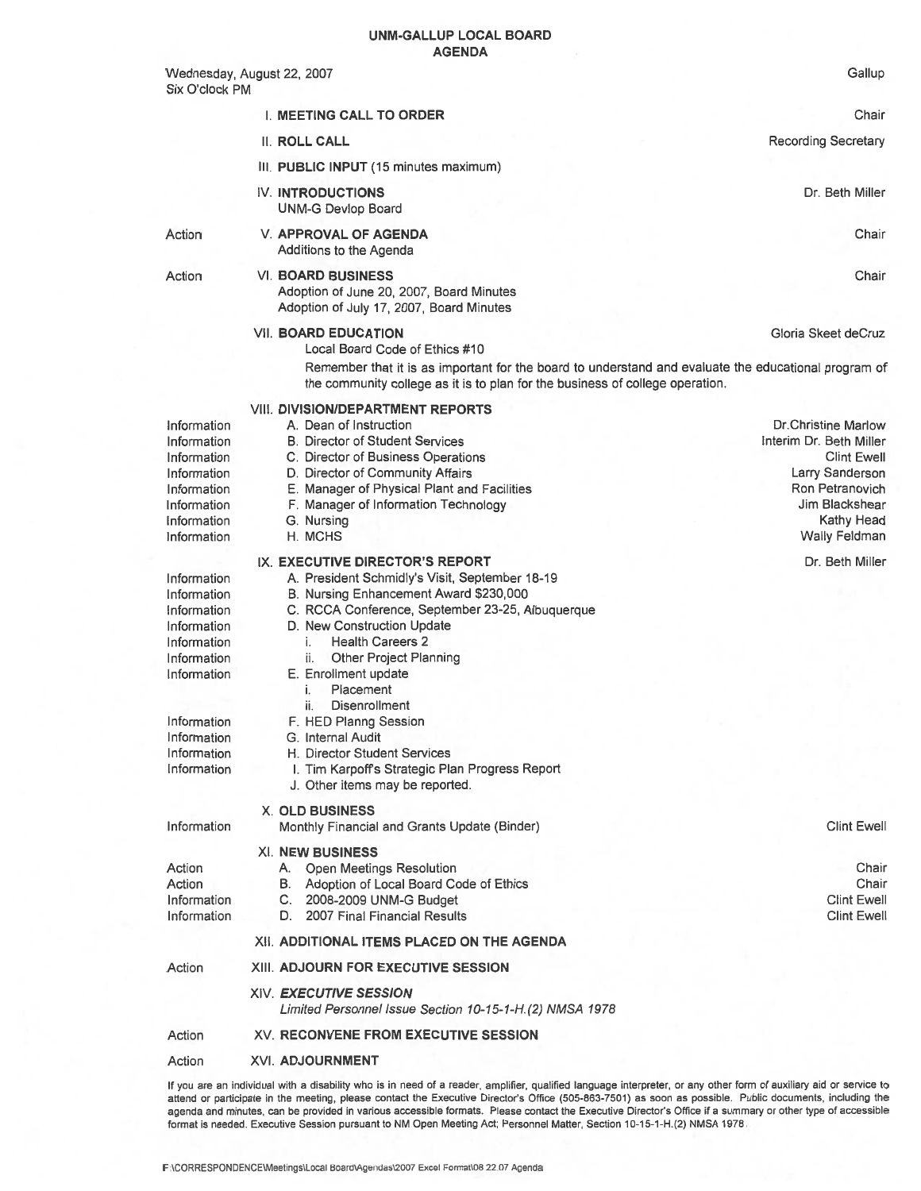# UNM-GALLUP LOCAL BOARD
## AGENDA

Wednesday, August 22, 2007 — Gallup
Six O'clock PM

| | | |
|---|---|---|
| | I. **MEETING CALL TO ORDER** | Chair |
| | II. **ROLL CALL** | Recording Secretary |
| | III. **PUBLIC INPUT** (15 minutes maximum) | |
| | IV. **INTRODUCTIONS**<br>UNM-G Devlop Board | Dr. Beth Miller |
| Action | V. **APPROVAL OF AGENDA**<br>Additions to the Agenda | Chair |
| Action | VI. **BOARD BUSINESS**<br>Adoption of June 20, 2007, Board Minutes<br>Adoption of July 17, 2007, Board Minutes | Chair |
| | VII. **BOARD EDUCATION**<br>Local Board Code of Ethics #10<br>Remember that it is as important for the board to understand and evaluate the educational program of the community college as it is to plan for the business of college operation. | Gloria Skeet deCruz |
| | VIII. **DIVISION/DEPARTMENT REPORTS** | |
| Information | A. Dean of Instruction | Dr.Christine Marlow |
| Information | B. Director of Student Services | Interim Dr. Beth Miller |
| Information | C. Director of Business Operations | Clint Ewell |
| Information | D. Director of Community Affairs | Larry Sanderson |
| Information | E. Manager of Physical Plant and Facilities | Ron Petranovich |
| Information | F. Manager of Information Technology | Jim Blackshear |
| Information | G. Nursing | Kathy Head |
| Information | H. MCHS | Wally Feldman |
| | IX. **EXECUTIVE DIRECTOR'S REPORT** | Dr. Beth Miller |
| Information | A. President Schmidly's Visit, September 18-19 | |
| Information | B. Nursing Enhancement Award $230,000 | |
| Information | C. RCCA Conference, September 23-25, Albuquerque | |
| Information | D. New Construction Update | |
| Information | i. Health Careers 2 | |
| Information | ii. Other Project Planning | |
| Information | E. Enrollment update<br>i. Placement<br>ii. Disenrollment | |
| Information | F. HED Planng Session | |
| Information | G. Internal Audit | |
| Information | H. Director Student Services | |
| Information | I. Tim Karpoff's Strategic Plan Progress Report | |
| | J. Other items may be reported. | |
| | X. **OLD BUSINESS** | |
| Information | Monthly Financial and Grants Update (Binder) | Clint Ewell |
| | XI. **NEW BUSINESS** | |
| Action | A. Open Meetings Resolution | Chair |
| Action | B. Adoption of Local Board Code of Ethics | Chair |
| Information | C. 2008-2009 UNM-G Budget | Clint Ewell |
| Information | D. 2007 Final Financial Results | Clint Ewell |
| | XII. **ADDITIONAL ITEMS PLACED ON THE AGENDA** | |
| Action | XIII. **ADJOURN FOR EXECUTIVE SESSION** | |
| | XIV. ***EXECUTIVE SESSION***<br>*Limited Personnel Issue Section 10-15-1-H.(2) NMSA 1978* | |
| Action | XV. **RECONVENE FROM EXECUTIVE SESSION** | |
| Action | XVI. **ADJOURNMENT** | |

If you are an individual with a disability who is in need of a reader, amplifier, qualified language interpreter, or any other form of auxiliary aid or service to attend or participate in the meeting, please contact the Executive Director's Office (505-863-7501) as soon as possible. Public documents, including the agenda and minutes, can be provided in various accessible formats. Please contact the Executive Director's Office if a summary or other type of accessible format is needed. Executive Session pursuant to NM Open Meeting Act; Personnel Matter, Section 10-15-1-H.(2) NMSA 1978.

F:\CORRESPONDENCE\Meetings\Local Board\Agendas\2007 Excel Format\08 22 07 Agenda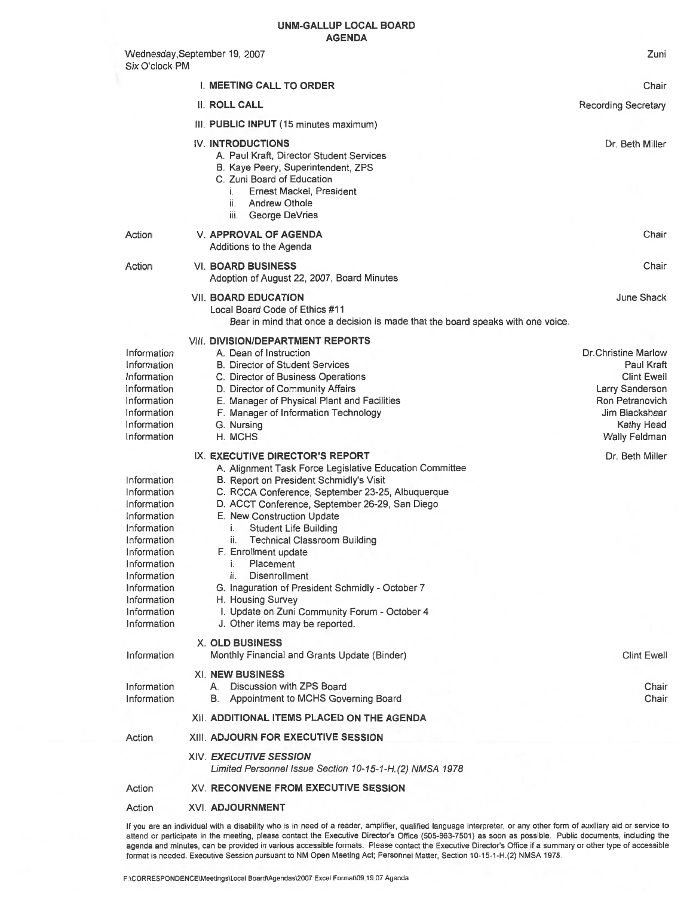# UNM-GALLUP LOCAL BOARD
## AGENDA

Wednesday, September 19, 2007
Six O'clock PM

Zuni

| | | |
|---|---|---|
| | I. **MEETING CALL TO ORDER** | Chair |
| | II. **ROLL CALL** | Recording Secretary |
| | III. **PUBLIC INPUT** (15 minutes maximum) | |
| | IV. **INTRODUCTIONS** | Dr. Beth Miller |
| | A. Paul Kraft, Director Student Services | |
| | B. Kaye Peery, Superintendent, ZPS | |
| | C. Zuni Board of Education | |
| | i. Ernest Mackel, President | |
| | ii. Andrew Othole | |
| | iii. George DeVries | |
| Action | V. **APPROVAL OF AGENDA** | Chair |
| | Additions to the Agenda | |
| Action | VI. **BOARD BUSINESS** | Chair |
| | Adoption of August 22, 2007, Board Minutes | |
| | VII. **BOARD EDUCATION** | June Shack |
| | Local Board Code of Ethics #11 | |
| | Bear in mind that once a decision is made that the board speaks with one voice. | |
| | VIII. **DIVISION/DEPARTMENT REPORTS** | |
| Information | A. Dean of Instruction | Dr. Christine Marlow |
| Information | B. Director of Student Services | Paul Kraft |
| Information | C. Director of Business Operations | Clint Ewell |
| Information | D. Director of Community Affairs | Larry Sanderson |
| Information | E. Manager of Physical Plant and Facilities | Ron Petranovich |
| Information | F. Manager of Information Technology | Jim Blackshear |
| Information | G. Nursing | Kathy Head |
| Information | H. MCHS | Wally Feldman |
| | IX. **EXECUTIVE DIRECTOR'S REPORT** | Dr. Beth Miller |
| | A. Alignment Task Force Legislative Education Committee | |
| Information | B. Report on President Schmidly's Visit | |
| Information | C. RCCA Conference, September 23-25, Albuquerque | |
| Information | D. ACCT Conference, September 26-29, San Diego | |
| Information | E. New Construction Update | |
| Information | i. Student Life Building | |
| Information | ii. Technical Classroom Building | |
| Information | F. Enrollment update | |
| Information | i. Placement | |
| Information | ii. Disenrollment | |
| Information | G. Inaguration of President Schmidly - October 7 | |
| Information | H. Housing Survey | |
| Information | I. Update on Zuni Community Forum - October 4 | |
| Information | J. Other items may be reported. | |
| | X. **OLD BUSINESS** | |
| Information | Monthly Financial and Grants Update (Binder) | Clint Ewell |
| | XI. **NEW BUSINESS** | |
| Information | A. Discussion with ZPS Board | Chair |
| Information | B. Appointment to MCHS Governing Board | Chair |
| | XII. **ADDITIONAL ITEMS PLACED ON THE AGENDA** | |
| Action | XIII. **ADJOURN FOR EXECUTIVE SESSION** | |
| | XIV. ***EXECUTIVE SESSION*** | |
| | *Limited Personnel Issue Section 10-15-1-H.(2) NMSA 1978* | |
| Action | XV. **RECONVENE FROM EXECUTIVE SESSION** | |
| Action | XVI. **ADJOURNMENT** | |

If you are an individual with a disability who is in need of a reader, amplifier, qualified language interpreter, or any other form of auxiliary aid or service to attend or participate in the meeting, please contact the Executive Director's Office (505-863-7501) as soon as possible. Public documents, including the agenda and minutes, can be provided in various accessible formats. Please contact the Executive Director's Office if a summary or other type of accessible format is needed. Executive Session pursuant to NM Open Meeting Act; Personnel Matter, Section 10-15-1-H.(2) NMSA 1978.

F:\CORRESPONDENCE\Meetings\Local Board\Agendas\2007 Excel Format\09.19.07 Agenda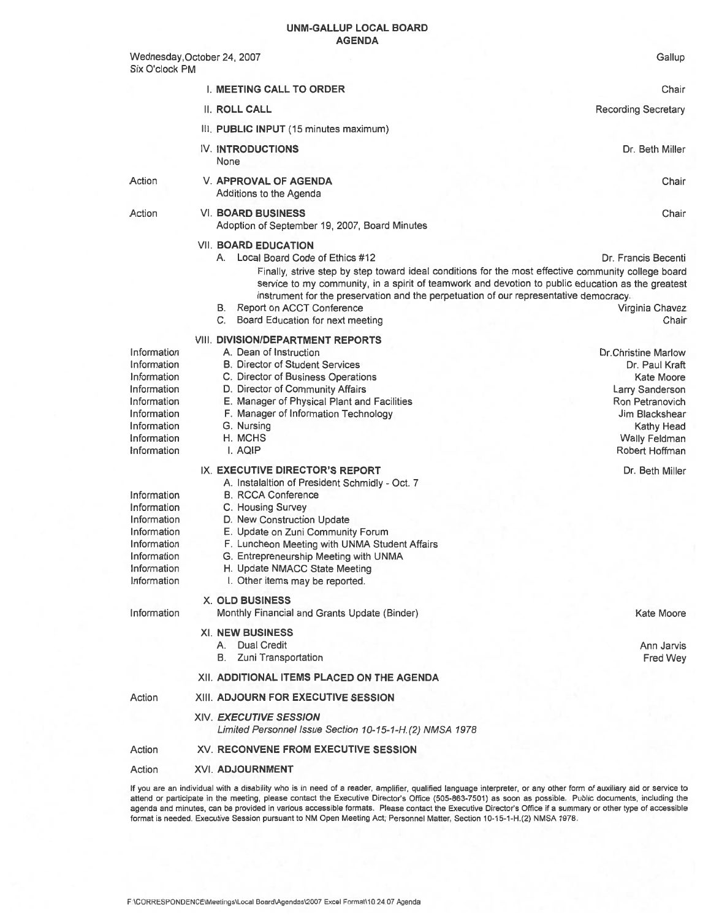# UNM-GALLUP LOCAL BOARD
## AGENDA

Wednesday,October 24, 2007
Six O'clock PM

Gallup

| | | |
|---|---|---|
| | I. **MEETING CALL TO ORDER** | Chair |
| | II. **ROLL CALL** | Recording Secretary |
| | III. **PUBLIC INPUT** (15 minutes maximum) | |
| | IV. **INTRODUCTIONS**<br>None | Dr. Beth Miller |
| Action | V. **APPROVAL OF AGENDA**<br>Additions to the Agenda | Chair |
| Action | VI. **BOARD BUSINESS**<br>Adoption of September 19, 2007, Board Minutes | Chair |
| | VII. **BOARD EDUCATION** | |
| | A. Local Board Code of Ethics #12<br>Finally, strive step by step toward ideal conditions for the most effective community college board service to my community, in a spirit of teamwork and devotion to public education as the greatest instrument for the preservation and the perpetuation of our representative democracy. | Dr. Francis Becenti |
| | B. Report on ACCT Conference | Virginia Chavez |
| | C. Board Education for next meeting | Chair |
| | VIII. **DIVISION/DEPARTMENT REPORTS** | |
| Information | A. Dean of Instruction | Dr.Christine Marlow |
| Information | B. Director of Student Services | Dr. Paul Kraft |
| Information | C. Director of Business Operations | Kate Moore |
| Information | D. Director of Community Affairs | Larry Sanderson |
| Information | E. Manager of Physical Plant and Facilities | Ron Petranovich |
| Information | F. Manager of Information Technology | Jim Blackshear |
| Information | G. Nursing | Kathy Head |
| Information | H. MCHS | Wally Feldman |
| Information | I. AQIP | Robert Hoffman |
| | IX. **EXECUTIVE DIRECTOR'S REPORT** | Dr. Beth Miller |
| | A. Instalaltion of President Schmidly - Oct. 7 | |
| Information | B. RCCA Conference | |
| Information | C. Housing Survey | |
| Information | D. New Construction Update | |
| Information | E. Update on Zuni Community Forum | |
| Information | F. Luncheon Meeting with UNMA Student Affairs | |
| Information | G. Entrepreneurship Meeting with UNMA | |
| Information | H. Update NMACC State Meeting | |
| Information | I. Other items may be reported. | |
| | X. **OLD BUSINESS** | |
| Information | Monthly Financial and Grants Update (Binder) | Kate Moore |
| | XI. **NEW BUSINESS** | |
| | A. Dual Credit | Ann Jarvis |
| | B. Zuni Transportation | Fred Wey |
| | XII. **ADDITIONAL ITEMS PLACED ON THE AGENDA** | |
| Action | XIII. **ADJOURN FOR EXECUTIVE SESSION** | |
| | XIV. ***EXECUTIVE SESSION***<br>*Limited Personnel Issue Section 10-15-1-H.(2) NMSA 1978* | |
| Action | XV. **RECONVENE FROM EXECUTIVE SESSION** | |
| Action | XVI. **ADJOURNMENT** | |

If you are an individual with a disability who is in need of a reader, amplifier, qualified language interpreter, or any other form of auxiliary aid or service to attend or participate in the meeting, please contact the Executive Director's Office (505-863-7501) as soon as possible. Public documents, including the agenda and minutes, can be provided in various accessible formats. Please contact the Executive Director's Office if a summary or other type of accessible format is needed. Executive Session pursuant to NM Open Meeting Act; Personnel Matter, Section 10-15-1-H.(2) NMSA 1978.

F:\CORRESPONDENCE\Meetings\Local Board\Agendas\2007 Excel Format\10 24 07 Agenda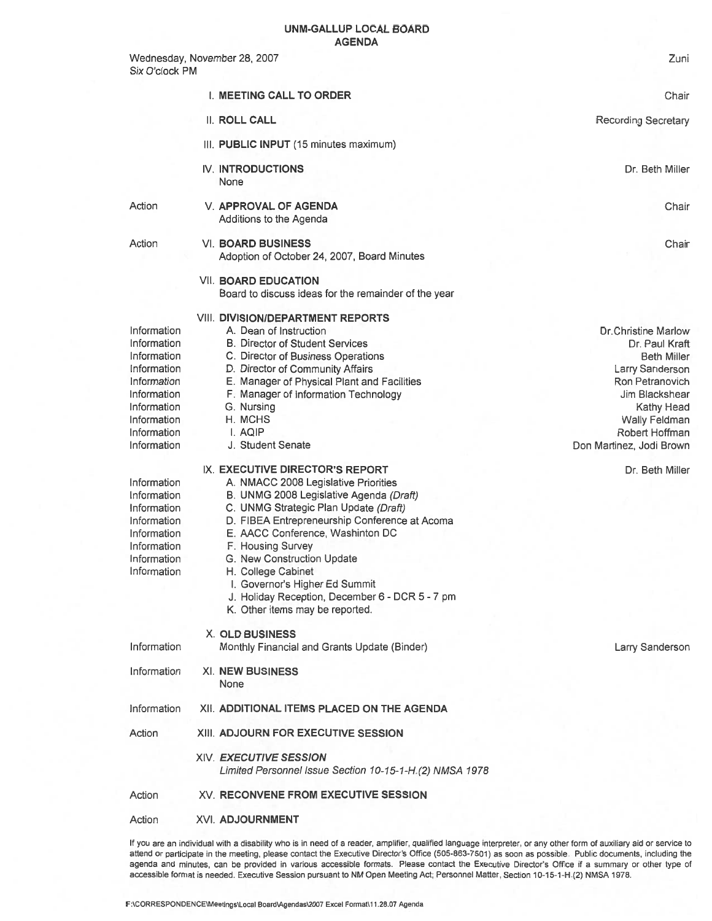# UNM-GALLUP LOCAL BOARD
## AGENDA

Wednesday, November 28, 2007 — Zuni
Six O'clock PM

| | | |
|---|---|---|
| | **I. MEETING CALL TO ORDER** | Chair |
| | **II. ROLL CALL** | Recording Secretary |
| | **III. PUBLIC INPUT** (15 minutes maximum) | |
| | **IV. INTRODUCTIONS**<br>None | Dr. Beth Miller |
| Action | **V. APPROVAL OF AGENDA**<br>Additions to the Agenda | Chair |
| Action | **VI. BOARD BUSINESS**<br>Adoption of October 24, 2007, Board Minutes | Chair |
| | **VII. BOARD EDUCATION**<br>Board to discuss ideas for the remainder of the year | |
| | **VIII. DIVISION/DEPARTMENT REPORTS** | |
| Information | A. Dean of Instruction | Dr.Christine Marlow |
| Information | B. Director of Student Services | Dr. Paul Kraft |
| Information | C. Director of Business Operations | Beth Miller |
| Information | D. Director of Community Affairs | Larry Sanderson |
| Information | E. Manager of Physical Plant and Facilities | Ron Petranovich |
| Information | F. Manager of Information Technology | Jim Blackshear |
| Information | G. Nursing | Kathy Head |
| Information | H. MCHS | Wally Feldman |
| Information | I. AQIP | Robert Hoffman |
| Information | J. Student Senate | Don Martinez, Jodi Brown |
| | **IX. EXECUTIVE DIRECTOR'S REPORT** | Dr. Beth Miller |
| Information | A. NMACC 2008 Legislative Priorities | |
| Information | B. UNMG 2008 Legislative Agenda *(Draft)* | |
| Information | C. UNMG Strategic Plan Update *(Draft)* | |
| Information | D. FIBEA Entrepreneurship Conference at Acoma | |
| Information | E. AACC Conference, Washinton DC | |
| Information | F. Housing Survey | |
| Information | G. New Construction Update | |
| Information | H. College Cabinet | |
| | I. Governor's Higher Ed Summit | |
| | J. Holiday Reception, December 6 - DCR 5 - 7 pm | |
| | K. Other items may be reported. | |
| | **X. OLD BUSINESS** | |
| Information | Monthly Financial and Grants Update (Binder) | Larry Sanderson |
| Information | **XI. NEW BUSINESS**<br>None | |
| Information | **XII. ADDITIONAL ITEMS PLACED ON THE AGENDA** | |
| Action | **XIII. ADJOURN FOR EXECUTIVE SESSION** | |
| | ***XIV. EXECUTIVE SESSION***<br>*Limited Personnel Issue Section 10-15-1-H.(2) NMSA 1978* | |
| Action | **XV. RECONVENE FROM EXECUTIVE SESSION** | |
| Action | **XVI. ADJOURNMENT** | |

If you are an individual with a disability who is in need of a reader, amplifier, qualified language interpreter, or any other form of auxiliary aid or service to attend or participate in the meeting, please contact the Executive Director's Office (505-863-7501) as soon as possible. Public documents, including the agenda and minutes, can be provided in various accessible formats. Please contact the Executive Director's Office if a summary or other type of accessible format is needed. Executive Session pursuant to NM Open Meeting Act; Personnel Matter, Section 10-15-1-H.(2) NMSA 1978.

F:\CORRESPONDENCE\Meetings\Local Board\Agendas\2007 Excel Format\11.28.07 Agenda